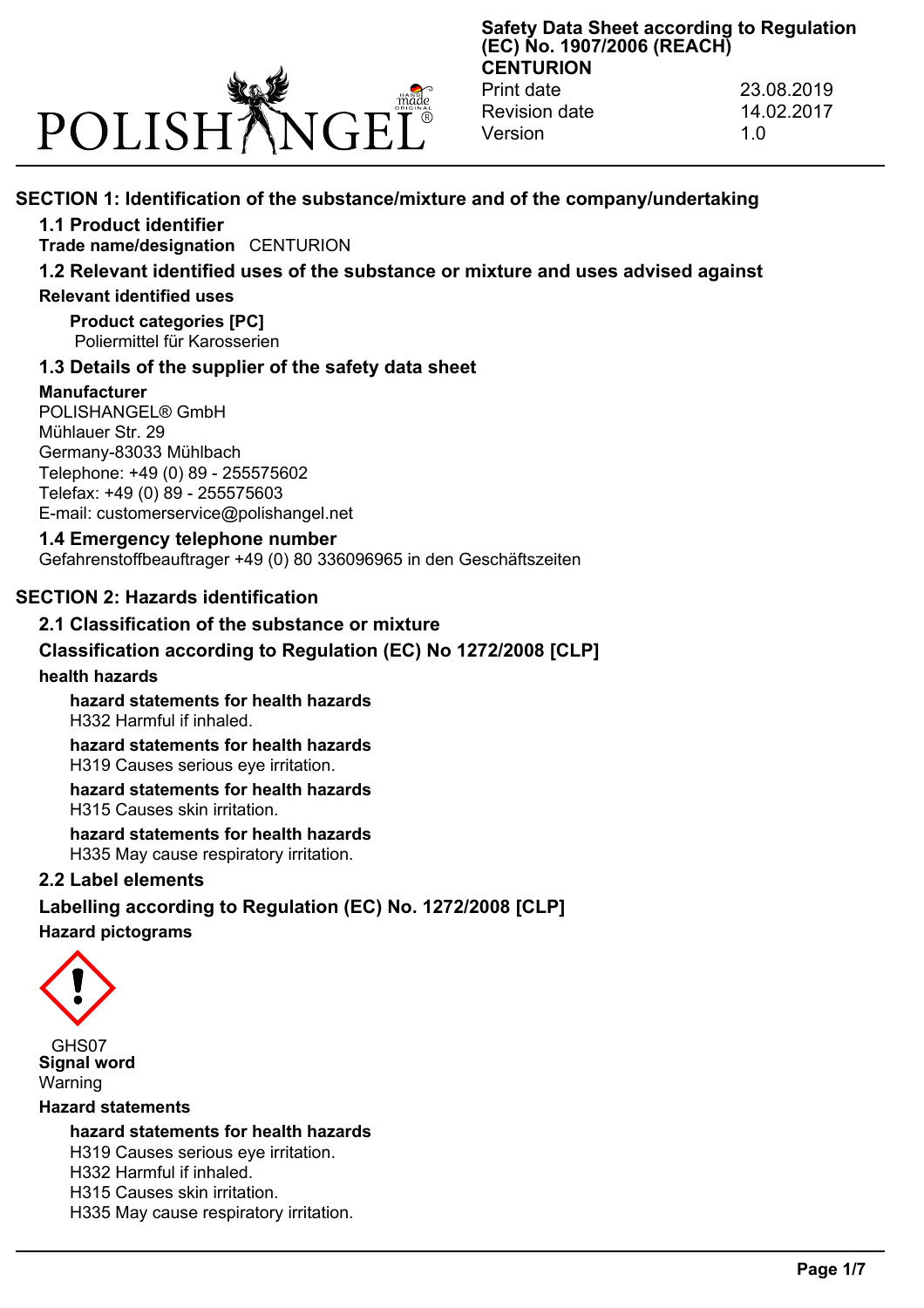POLISHANGEL®

**Safety Data Sheet according to Regulation (EC) No. 1907/2006 (REACH)**
**CENTURION**

Print date 23.08.2019
Revision date 14.02.2017
Version 1.0

# SECTION 1: Identification of the substance/mixture and of the company/undertaking

## 1.1 Product identifier

**Trade name/designation** CENTURION

## 1.2 Relevant identified uses of the substance or mixture and uses advised against

**Relevant identified uses**

**Product categories [PC]**
Poliermittel für Karosserien

## 1.3 Details of the supplier of the safety data sheet

**Manufacturer**
POLISHANGEL® GmbH
Mühlauer Str. 29
Germany-83033 Mühlbach
Telephone: +49 (0) 89 - 255575602
Telefax: +49 (0) 89 - 255575603
E-mail: customerservice@polishangel.net

## 1.4 Emergency telephone number

Gefahrenstoffbeauftrager +49 (0) 80 336096965 in den Geschäftszeiten

# SECTION 2: Hazards identification

## 2.1 Classification of the substance or mixture

## Classification according to Regulation (EC) No 1272/2008 [CLP]

**health hazards**

**hazard statements for health hazards**
H332 Harmful if inhaled.

**hazard statements for health hazards**
H319 Causes serious eye irritation.

**hazard statements for health hazards**
H315 Causes skin irritation.

**hazard statements for health hazards**
H335 May cause respiratory irritation.

## 2.2 Label elements

## Labelling according to Regulation (EC) No. 1272/2008 [CLP]

**Hazard pictograms**

GHS07

**Signal word**
Warning

**Hazard statements**

**hazard statements for health hazards**
H319 Causes serious eye irritation.
H332 Harmful if inhaled.
H315 Causes skin irritation.
H335 May cause respiratory irritation.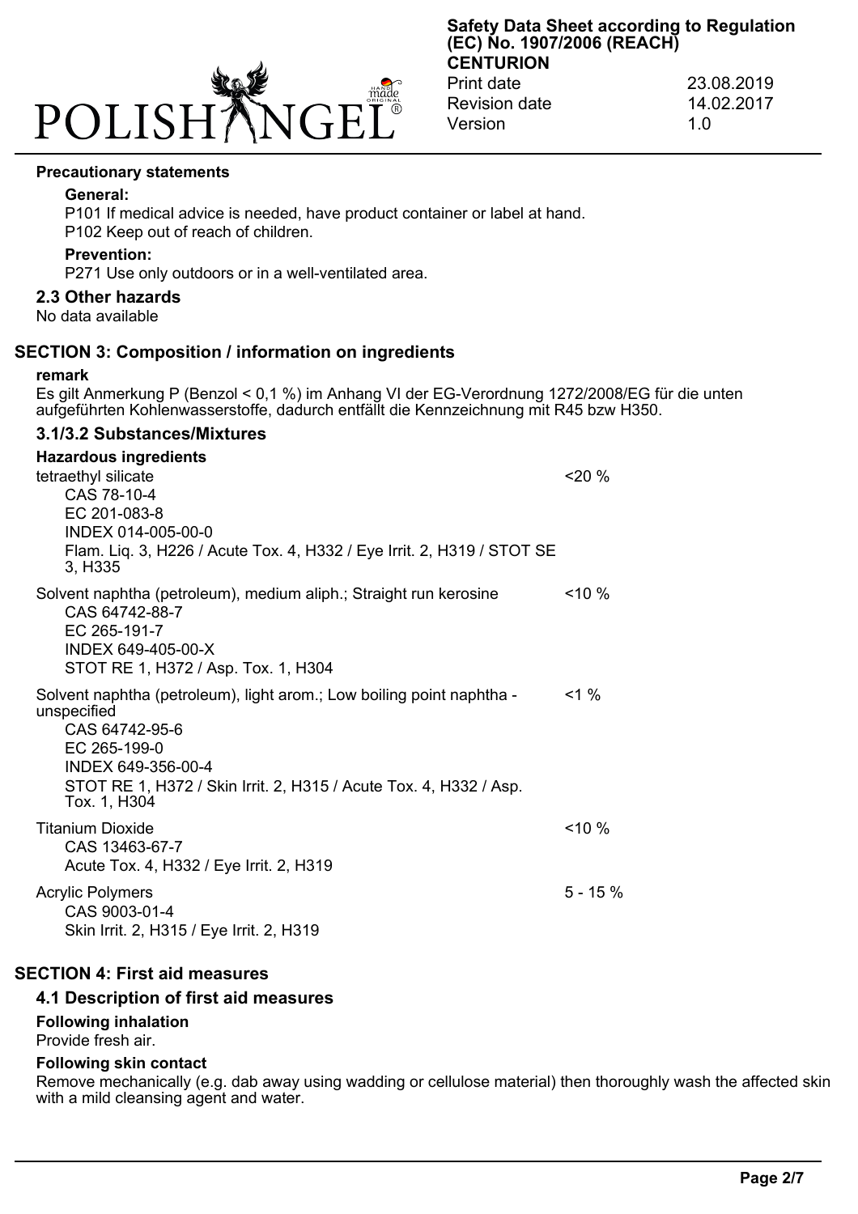**Precautionary statements**

**General:**

P101 If medical advice is needed, have product container or label at hand.
P102 Keep out of reach of children.

**Prevention:**

P271 Use only outdoors or in a well-ventilated area.

### 2.3 Other hazards

No data available

## SECTION 3: Composition / information on ingredients

**remark**

Es gilt Anmerkung P (Benzol < 0,1 %) im Anhang VI der EG-Verordnung 1272/2008/EG für die unten aufgeführten Kohlenwasserstoffe, dadurch entfällt die Kennzeichnung mit R45 bzw H350.

### 3.1/3.2 Substances/Mixtures

**Hazardous ingredients**

| Ingredient | Concentration |
|---|---|
| tetraethyl silicate<br>CAS 78-10-4<br>EC 201-083-8<br>INDEX 014-005-00-0<br>Flam. Liq. 3, H226 / Acute Tox. 4, H332 / Eye Irrit. 2, H319 / STOT SE 3, H335 | <20 % |
| Solvent naphtha (petroleum), medium aliph.; Straight run kerosine<br>CAS 64742-88-7<br>EC 265-191-7<br>INDEX 649-405-00-X<br>STOT RE 1, H372 / Asp. Tox. 1, H304 | <10 % |
| Solvent naphtha (petroleum), light arom.; Low boiling point naphtha - unspecified<br>CAS 64742-95-6<br>EC 265-199-0<br>INDEX 649-356-00-4<br>STOT RE 1, H372 / Skin Irrit. 2, H315 / Acute Tox. 4, H332 / Asp. Tox. 1, H304 | <1 % |
| Titanium Dioxide<br>CAS 13463-67-7<br>Acute Tox. 4, H332 / Eye Irrit. 2, H319 | <10 % |
| Acrylic Polymers<br>CAS 9003-01-4<br>Skin Irrit. 2, H315 / Eye Irrit. 2, H319 | 5 - 15 % |

## SECTION 4: First aid measures

### 4.1 Description of first aid measures

**Following inhalation**

Provide fresh air.

**Following skin contact**

Remove mechanically (e.g. dab away using wadding or cellulose material) then thoroughly wash the affected skin with a mild cleansing agent and water.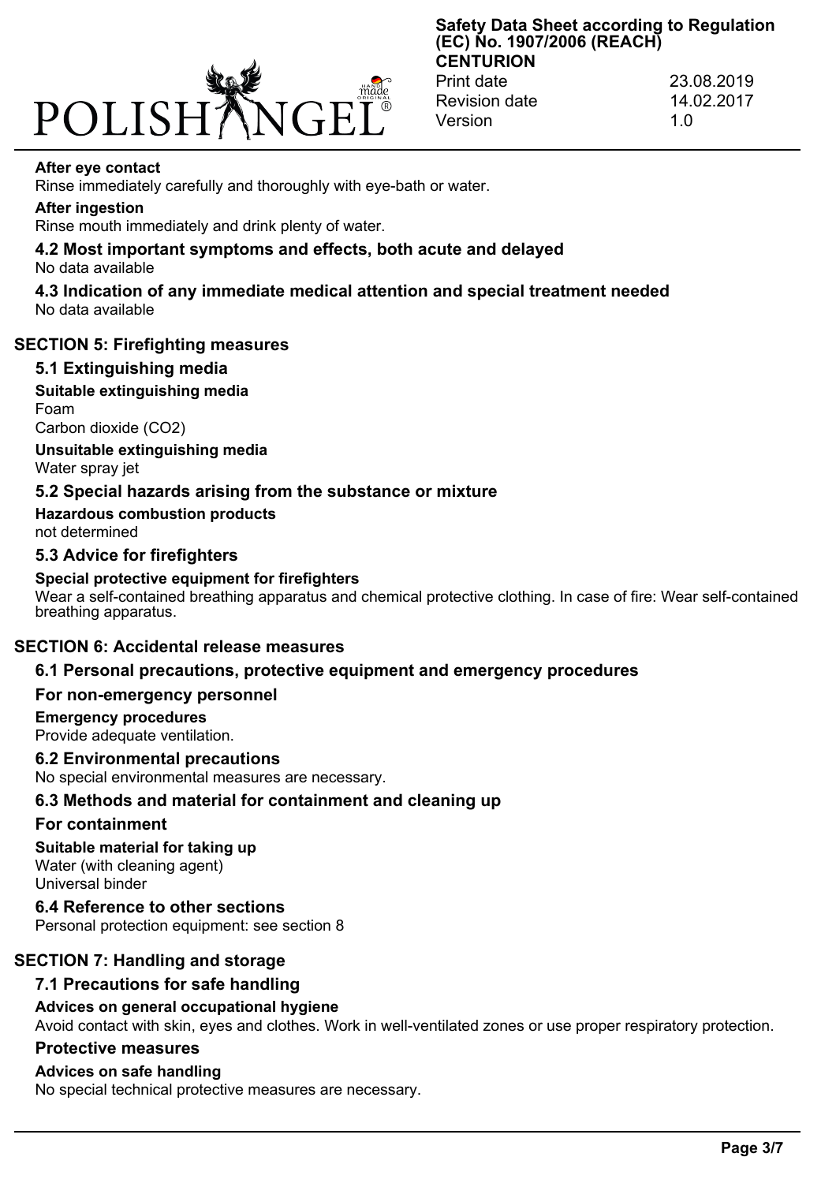**After eye contact**

Rinse immediately carefully and thoroughly with eye-bath or water.

**After ingestion**

Rinse mouth immediately and drink plenty of water.

### 4.2 Most important symptoms and effects, both acute and delayed

No data available

### 4.3 Indication of any immediate medical attention and special treatment needed

No data available

## SECTION 5: Firefighting measures

### 5.1 Extinguishing media

**Suitable extinguishing media**

Foam

Carbon dioxide ($CO_2$)

**Unsuitable extinguishing media**

Water spray jet

### 5.2 Special hazards arising from the substance or mixture

**Hazardous combustion products**

not determined

### 5.3 Advice for firefighters

**Special protective equipment for firefighters**

Wear a self-contained breathing apparatus and chemical protective clothing. In case of fire: Wear self-contained breathing apparatus.

## SECTION 6: Accidental release measures

### 6.1 Personal precautions, protective equipment and emergency procedures

### For non-emergency personnel

**Emergency procedures**

Provide adequate ventilation.

### 6.2 Environmental precautions

No special environmental measures are necessary.

### 6.3 Methods and material for containment and cleaning up

### For containment

**Suitable material for taking up**

Water (with cleaning agent)

Universal binder

### 6.4 Reference to other sections

Personal protection equipment: see section 8

## SECTION 7: Handling and storage

### 7.1 Precautions for safe handling

**Advices on general occupational hygiene**

Avoid contact with skin, eyes and clothes. Work in well-ventilated zones or use proper respiratory protection.

### Protective measures

**Advices on safe handling**

No special technical protective measures are necessary.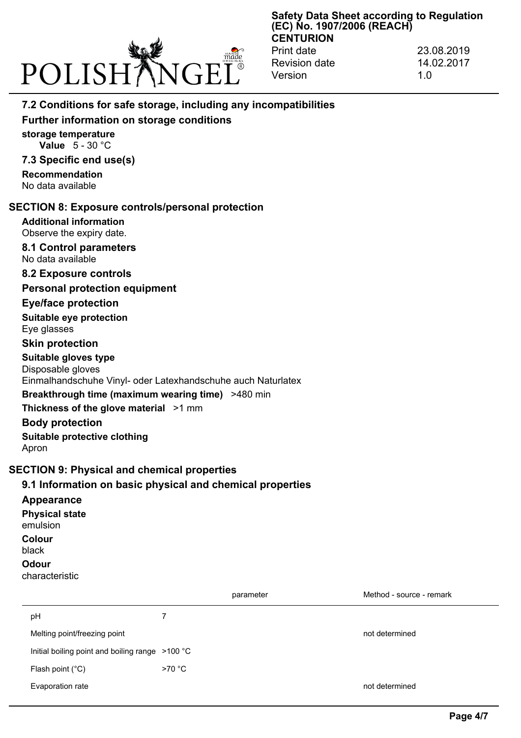### 7.2 Conditions for safe storage, including any incompatibilities

#### Further information on storage conditions

**storage temperature**

**Value** 5 - 30 °C

### 7.3 Specific end use(s)

**Recommendation**

No data available

## SECTION 8: Exposure controls/personal protection

**Additional information**

Observe the expiry date.

### 8.1 Control parameters

No data available

### 8.2 Exposure controls

#### Personal protection equipment

#### Eye/face protection

**Suitable eye protection**

Eye glasses

#### Skin protection

**Suitable gloves type**

Disposable gloves

Einmalhandschuhe Vinyl- oder Latexhandschuhe auch Naturlatex

**Breakthrough time (maximum wearing time)** >480 min

**Thickness of the glove material** >1 mm

#### Body protection

**Suitable protective clothing**

Apron

## SECTION 9: Physical and chemical properties

### 9.1 Information on basic physical and chemical properties

#### Appearance

**Physical state**

emulsion

**Colour**

black

**Odour**

characteristic

| | | parameter | Method - source - remark |
|---|---|---|---|
| pH | 7 | | |
| Melting point/freezing point | | | not determined |
| Initial boiling point and boiling range | >100 °C | | |
| Flash point (°C) | >70 °C | | |
| Evaporation rate | | | not determined |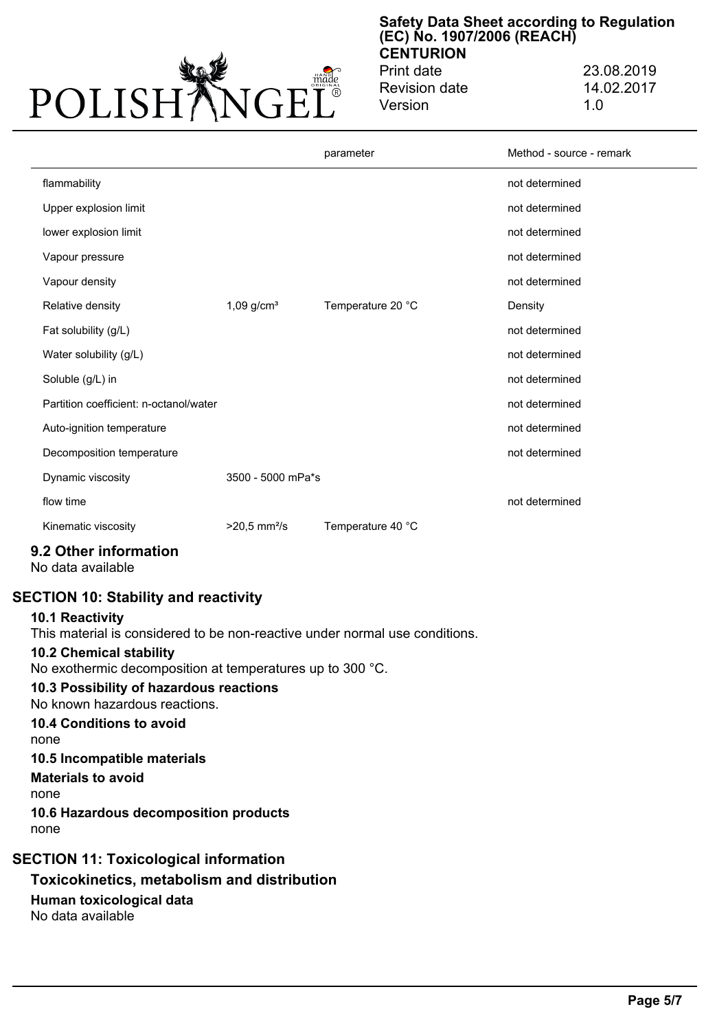| | | parameter | Method - source - remark |
|---|---|---|---|
| flammability | | | not determined |
| Upper explosion limit | | | not determined |
| lower explosion limit | | | not determined |
| Vapour pressure | | | not determined |
| Vapour density | | | not determined |
| Relative density | 1,09 g/cm³ | Temperature 20 °C | Density |
| Fat solubility (g/L) | | | not determined |
| Water solubility (g/L) | | | not determined |
| Soluble (g/L) in | | | not determined |
| Partition coefficient: n-octanol/water | | | not determined |
| Auto-ignition temperature | | | not determined |
| Decomposition temperature | | | not determined |
| Dynamic viscosity | 3500 - 5000 mPa*s | | |
| flow time | | | not determined |
| Kinematic viscosity | >20,5 mm²/s | Temperature 40 °C | |

### 9.2 Other information

No data available

## SECTION 10: Stability and reactivity

### 10.1 Reactivity

This material is considered to be non-reactive under normal use conditions.

### 10.2 Chemical stability

No exothermic decomposition at temperatures up to 300 °C.

### 10.3 Possibility of hazardous reactions

No known hazardous reactions.

### 10.4 Conditions to avoid

none

### 10.5 Incompatible materials

**Materials to avoid**

none

### 10.6 Hazardous decomposition products

none

## SECTION 11: Toxicological information

### Toxicokinetics, metabolism and distribution

**Human toxicological data**

No data available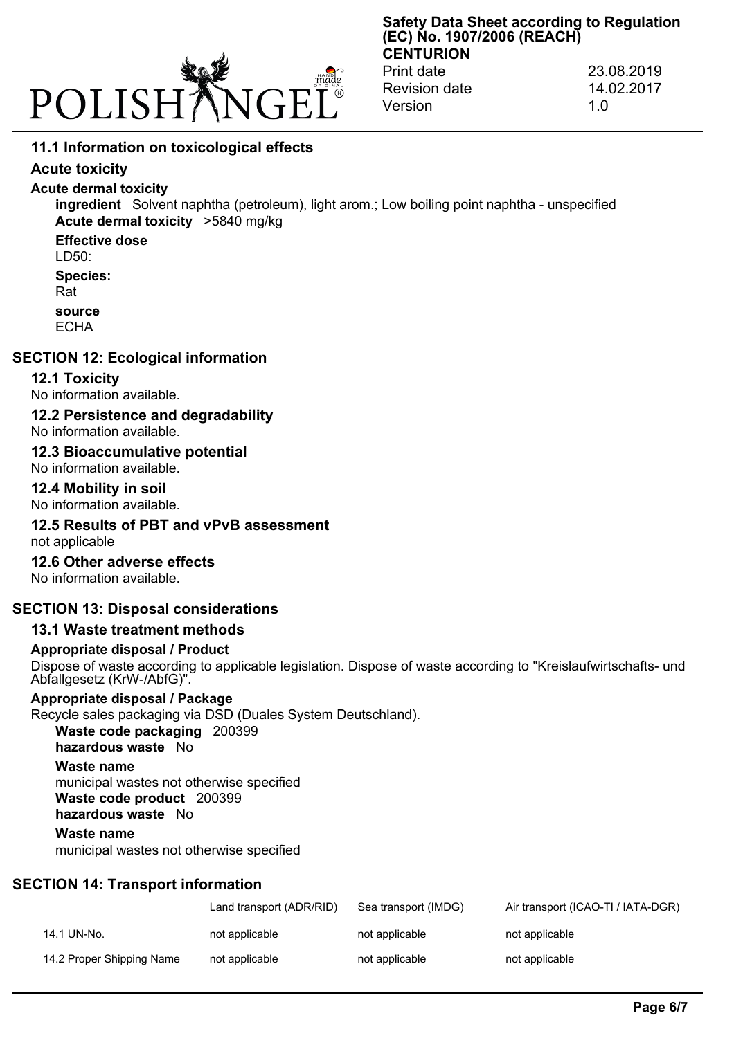### 11.1 Information on toxicological effects

#### Acute toxicity

**Acute dermal toxicity**

**ingredient** Solvent naphtha (petroleum), light arom.; Low boiling point naphtha - unspecified
**Acute dermal toxicity** >5840 mg/kg

**Effective dose**
LD50:

**Species:**
Rat

**source**
ECHA

## SECTION 12: Ecological information

### 12.1 Toxicity
No information available.

### 12.2 Persistence and degradability
No information available.

### 12.3 Bioaccumulative potential
No information available.

### 12.4 Mobility in soil
No information available.

### 12.5 Results of PBT and vPvB assessment
not applicable

### 12.6 Other adverse effects
No information available.

## SECTION 13: Disposal considerations

### 13.1 Waste treatment methods

**Appropriate disposal / Product**

Dispose of waste according to applicable legislation. Dispose of waste according to "Kreislaufwirtschafts- und Abfallgesetz (KrW-/AbfG)".

**Appropriate disposal / Package**

Recycle sales packaging via DSD (Duales System Deutschland).

**Waste code packaging** 200399
**hazardous waste** No

**Waste name**
municipal wastes not otherwise specified
**Waste code product** 200399
**hazardous waste** No

**Waste name**
municipal wastes not otherwise specified

## SECTION 14: Transport information

| | Land transport (ADR/RID) | Sea transport (IMDG) | Air transport (ICAO-TI / IATA-DGR) |
|---|---|---|---|
| 14.1 UN-No. | not applicable | not applicable | not applicable |
| 14.2 Proper Shipping Name | not applicable | not applicable | not applicable |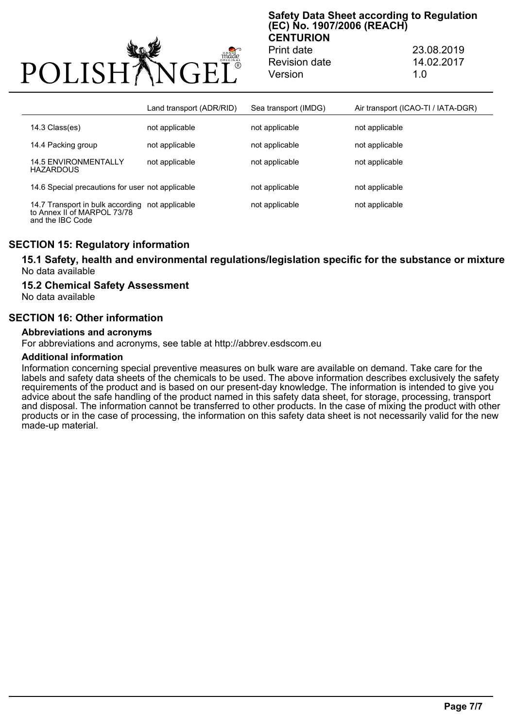| | Land transport (ADR/RID) | Sea transport (IMDG) | Air transport (ICAO-TI / IATA-DGR) |
|---|---|---|---|
| 14.3 Class(es) | not applicable | not applicable | not applicable |
| 14.4 Packing group | not applicable | not applicable | not applicable |
| 14.5 ENVIRONMENTALLY HAZARDOUS | not applicable | not applicable | not applicable |
| 14.6 Special precautions for user | not applicable | not applicable | not applicable |
| 14.7 Transport in bulk according to Annex II of MARPOL 73/78 and the IBC Code | not applicable | not applicable | not applicable |

## SECTION 15: Regulatory information

### 15.1 Safety, health and environmental regulations/legislation specific for the substance or mixture

No data available

### 15.2 Chemical Safety Assessment

No data available

## SECTION 16: Other information

**Abbreviations and acronyms**

For abbreviations and acronyms, see table at http://abbrev.esdscom.eu

**Additional information**

Information concerning special preventive measures on bulk ware are available on demand. Take care for the labels and safety data sheets of the chemicals to be used. The above information describes exclusively the safety requirements of the product and is based on our present-day knowledge. The information is intended to give you advice about the safe handling of the product named in this safety data sheet, for storage, processing, transport and disposal. The information cannot be transferred to other products. In the case of mixing the product with other products or in the case of processing, the information on this safety data sheet is not necessarily valid for the new made-up material.